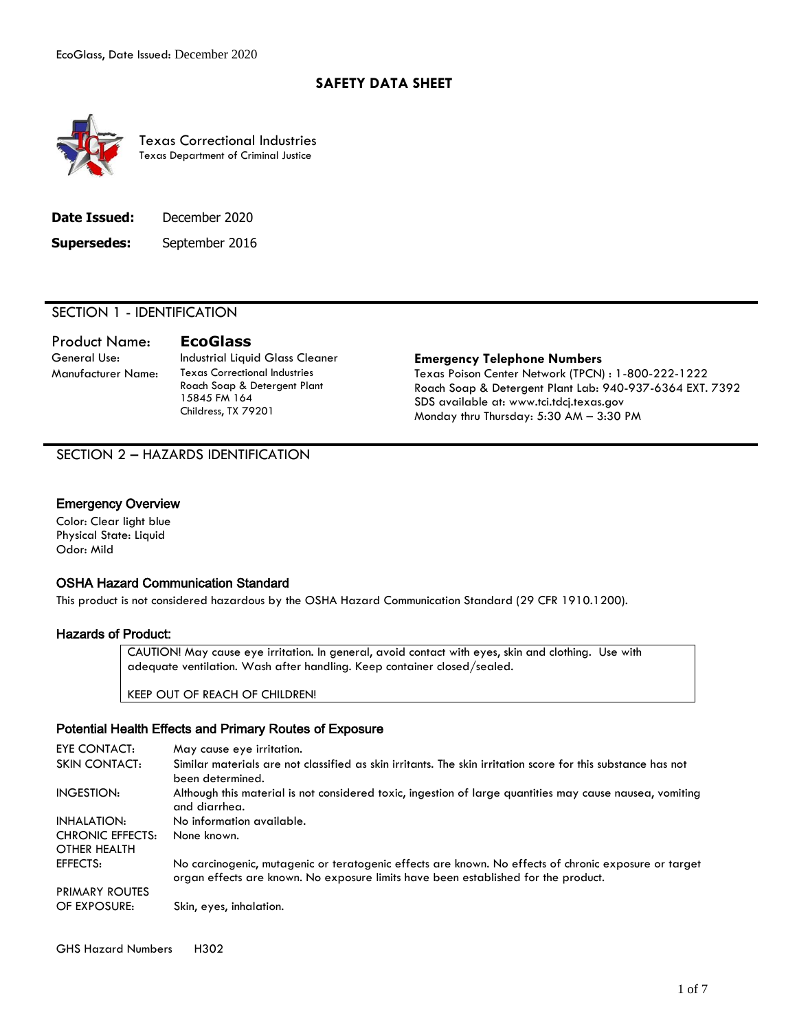# SAFETY DATA SHEET

Texas Correctional Industries
Texas Department of Criminal Justice

**Date Issued:** December 2020

**Supersedes:** September 2016

## SECTION 1 - IDENTIFICATION

**Product Name:** **EcoGlass**

**General Use:** Industrial Liquid Glass Cleaner

**Manufacturer Name:** Texas Correctional Industries
Roach Soap & Detergent Plant
15845 FM 164
Childress, TX 79201

**Emergency Telephone Numbers**

Texas Poison Center Network (TPCN) : 1-800-222-1222
Roach Soap & Detergent Plant Lab: 940-937-6364 EXT. 7392
SDS available at: www.tci.tdcj.texas.gov
Monday thru Thursday: 5:30 AM – 3:30 PM

## SECTION 2 – HAZARDS IDENTIFICATION

### Emergency Overview

Color: Clear light blue
Physical State: Liquid
Odor: Mild

### OSHA Hazard Communication Standard

This product is not considered hazardous by the OSHA Hazard Communication Standard (29 CFR 1910.1200).

### Hazards of Product:

CAUTION! May cause eye irritation. In general, avoid contact with eyes, skin and clothing. Use with adequate ventilation. Wash after handling. Keep container closed/sealed.

KEEP OUT OF REACH OF CHILDREN!

### Potential Health Effects and Primary Routes of Exposure

| | |
|---|---|
| EYE CONTACT: | May cause eye irritation. |
| SKIN CONTACT: | Similar materials are not classified as skin irritants. The skin irritation score for this substance has not been determined. |
| INGESTION: | Although this material is not considered toxic, ingestion of large quantities may cause nausea, vomiting and diarrhea. |
| INHALATION: | No information available. |
| CHRONIC EFFECTS: | None known. |
| OTHER HEALTH EFFECTS: | No carcinogenic, mutagenic or teratogenic effects are known. No effects of chronic exposure or target organ effects are known. No exposure limits have been established for the product. |
| PRIMARY ROUTES OF EXPOSURE: | Skin, eyes, inhalation. |

GHS Hazard Numbers H302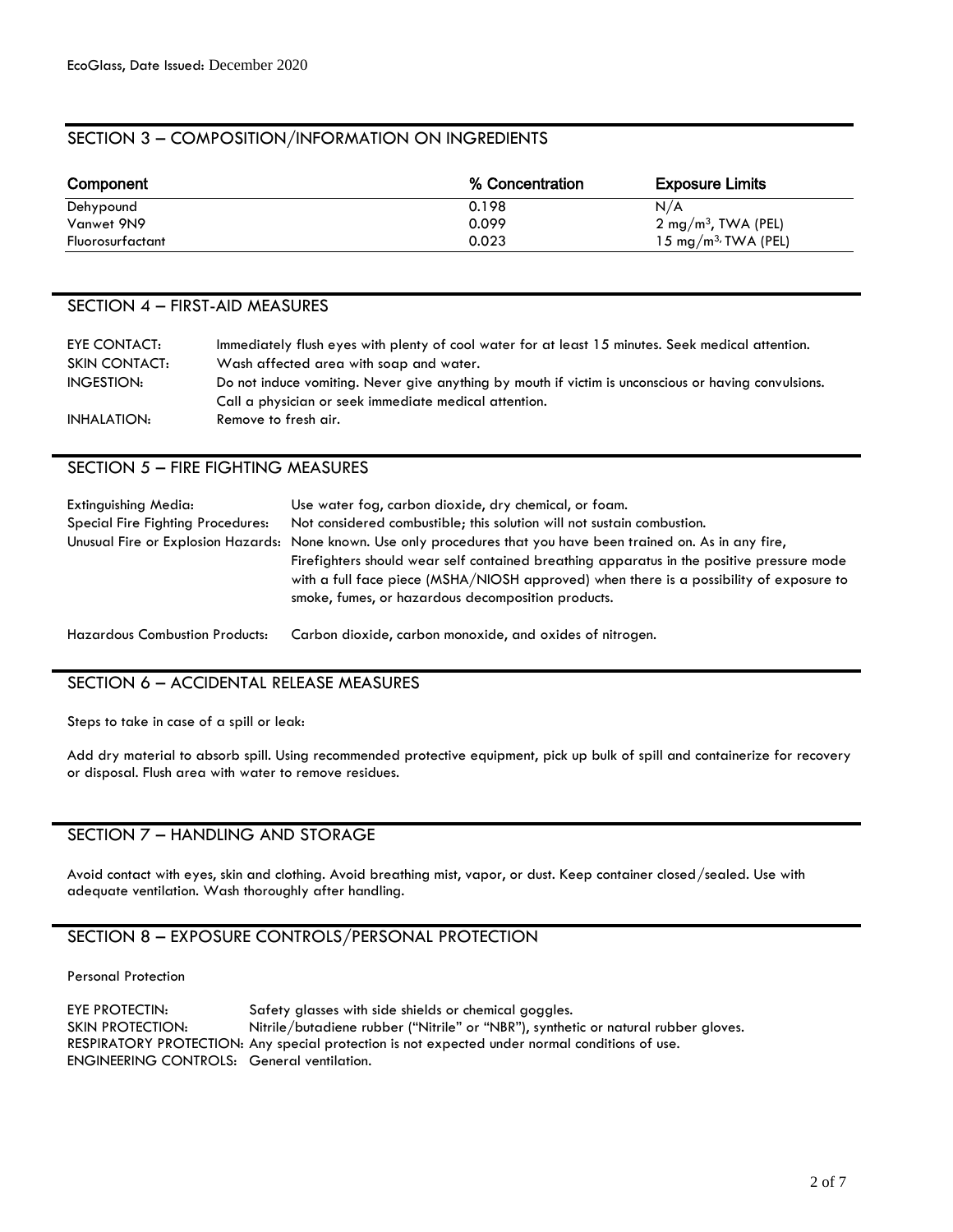## SECTION 3 – COMPOSITION/INFORMATION ON INGREDIENTS

| Component | % Concentration | Exposure Limits |
|---|---|---|
| Dehypound | 0.198 | N/A |
| Vanwet 9N9 | 0.099 | 2 $mg/m^3$, TWA (PEL) |
| Fluorosurfactant | 0.023 | 15 $mg/m^3$, TWA (PEL) |

## SECTION 4 – FIRST-AID MEASURES

| | |
|---|---|
| EYE CONTACT: | Immediately flush eyes with plenty of cool water for at least 15 minutes. Seek medical attention. |
| SKIN CONTACT: | Wash affected area with soap and water. |
| INGESTION: | Do not induce vomiting. Never give anything by mouth if victim is unconscious or having convulsions. Call a physician or seek immediate medical attention. |
| INHALATION: | Remove to fresh air. |

## SECTION 5 – FIRE FIGHTING MEASURES

| | |
|---|---|
| Extinguishing Media: | Use water fog, carbon dioxide, dry chemical, or foam. |
| Special Fire Fighting Procedures: | Not considered combustible; this solution will not sustain combustion. |
| Unusual Fire or Explosion Hazards: | None known. Use only procedures that you have been trained on. As in any fire, Firefighters should wear self contained breathing apparatus in the positive pressure mode with a full face piece (MSHA/NIOSH approved) when there is a possibility of exposure to smoke, fumes, or hazardous decomposition products. |
| Hazardous Combustion Products: | Carbon dioxide, carbon monoxide, and oxides of nitrogen. |

## SECTION 6 – ACCIDENTAL RELEASE MEASURES

Steps to take in case of a spill or leak:

Add dry material to absorb spill. Using recommended protective equipment, pick up bulk of spill and containerize for recovery or disposal. Flush area with water to remove residues.

## SECTION 7 – HANDLING AND STORAGE

Avoid contact with eyes, skin and clothing. Avoid breathing mist, vapor, or dust. Keep container closed/sealed. Use with adequate ventilation. Wash thoroughly after handling.

## SECTION 8 – EXPOSURE CONTROLS/PERSONAL PROTECTION

Personal Protection

| | |
|---|---|
| EYE PROTECTIN: | Safety glasses with side shields or chemical goggles. |
| SKIN PROTECTION: | Nitrile/butadiene rubber ("Nitrile" or "NBR"), synthetic or natural rubber gloves. |
| RESPIRATORY PROTECTION: | Any special protection is not expected under normal conditions of use. |
| ENGINEERING CONTROLS: | General ventilation. |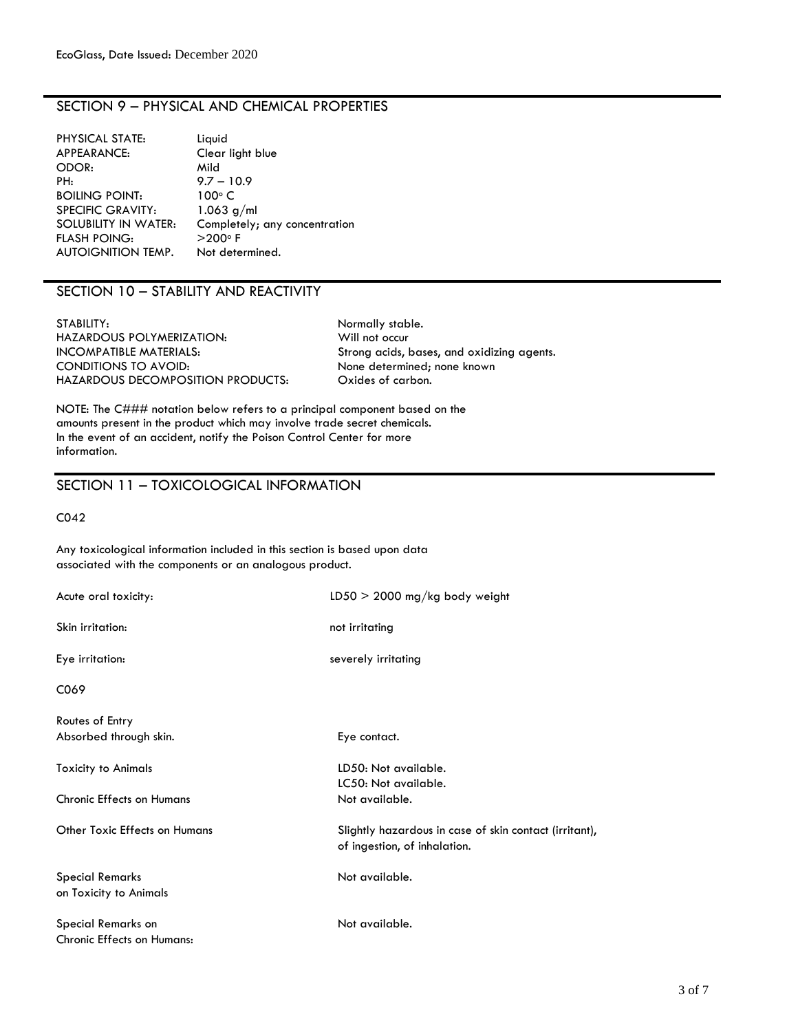## SECTION 9 – PHYSICAL AND CHEMICAL PROPERTIES

| | |
|---|---|
| PHYSICAL STATE: | Liquid |
| APPEARANCE: | Clear light blue |
| ODOR: | Mild |
| PH: | 9.7 – 10.9 |
| BOILING POINT: | 100° C |
| SPECIFIC GRAVITY: | 1.063 g/ml |
| SOLUBILITY IN WATER: | Completely; any concentration |
| FLASH POING: | >200° F |
| AUTOIGNITION TEMP. | Not determined. |

## SECTION 10 – STABILITY AND REACTIVITY

| | |
|---|---|
| STABILITY: | Normally stable. |
| HAZARDOUS POLYMERIZATION: | Will not occur |
| INCOMPATIBLE MATERIALS: | Strong acids, bases, and oxidizing agents. |
| CONDITIONS TO AVOID: | None determined; none known |
| HAZARDOUS DECOMPOSITION PRODUCTS: | Oxides of carbon. |

NOTE: The C### notation below refers to a principal component based on the amounts present in the product which may involve trade secret chemicals. In the event of an accident, notify the Poison Control Center for more information.

## SECTION 11 – TOXICOLOGICAL INFORMATION

C042

Any toxicological information included in this section is based upon data associated with the components or an analogous product.

| | |
|---|---|
| Acute oral toxicity: | LD50 > 2000 mg/kg body weight |
| Skin irritation: | not irritating |
| Eye irritation: | severely irritating |

C069

| | |
|---|---|
| Routes of Entry<br>Absorbed through skin. | Eye contact. |
| Toxicity to Animals | LD50: Not available.<br>LC50: Not available. |
| Chronic Effects on Humans | Not available. |
| Other Toxic Effects on Humans | Slightly hazardous in case of skin contact (irritant), of ingestion, of inhalation. |
| Special Remarks on Toxicity to Animals | Not available. |
| Special Remarks on Chronic Effects on Humans: | Not available. |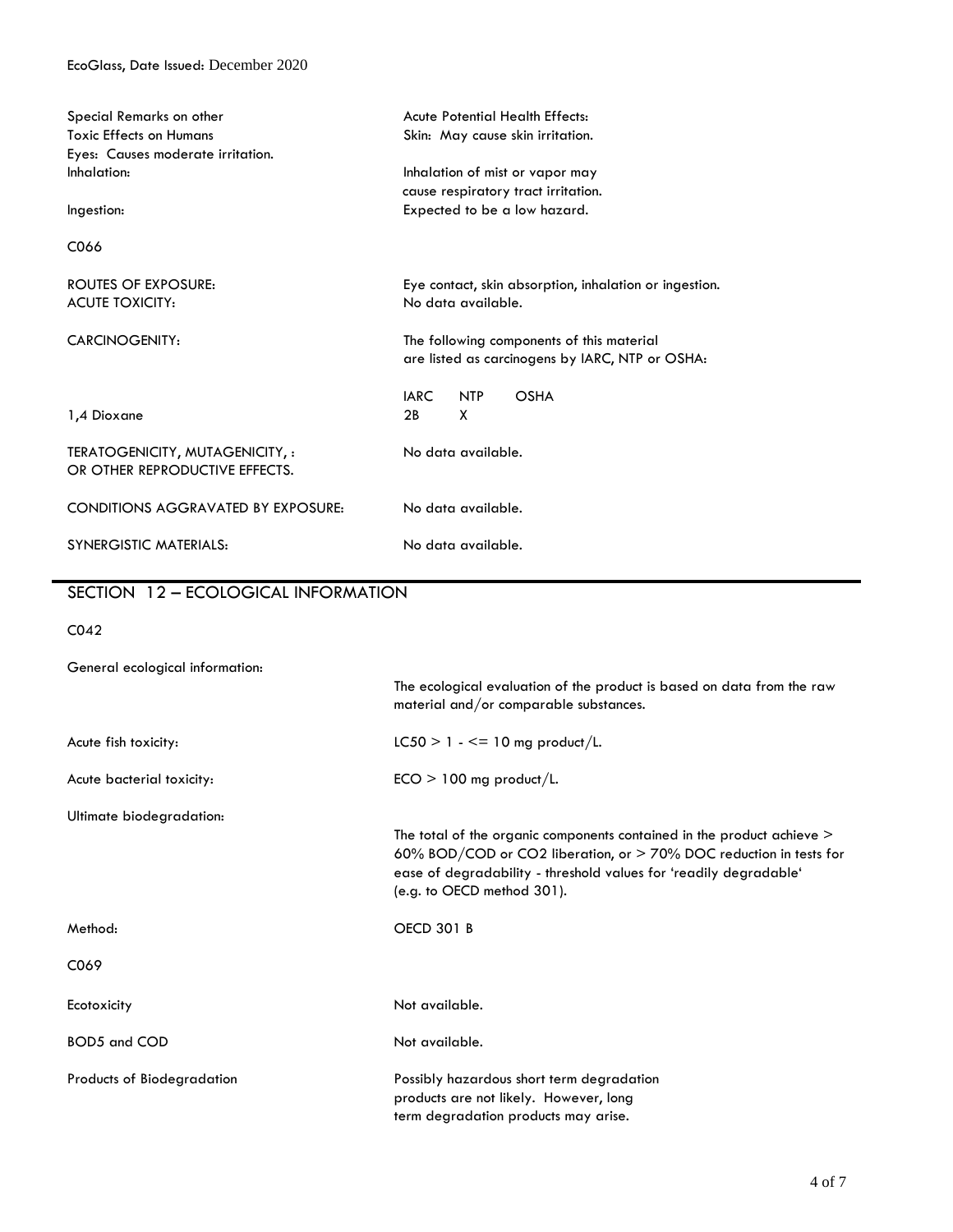Special Remarks on other Toxic Effects on Humans

Acute Potential Health Effects:
Skin: May cause skin irritation.
Eyes: Causes moderate irritation.

Inhalation: Inhalation of mist or vapor may cause respiratory tract irritation.

Ingestion: Expected to be a low hazard.

C066

ROUTES OF EXPOSURE: Eye contact, skin absorption, inhalation or ingestion.

ACUTE TOXICITY: No data available.

CARCINOGENITY: The following components of this material are listed as carcinogens by IARC, NTP or OSHA:

| | IARC | NTP | OSHA |
|---|---|---|---|
| 1,4 Dioxane | 2B | X | |

TERATOGENICITY, MUTAGENICITY, : OR OTHER REPRODUCTIVE EFFECTS. No data available.

CONDITIONS AGGRAVATED BY EXPOSURE: No data available.

SYNERGISTIC MATERIALS: No data available.

## SECTION 12 – ECOLOGICAL INFORMATION

C042

General ecological information: The ecological evaluation of the product is based on data from the raw material and/or comparable substances.

Acute fish toxicity: LC50 > 1 - <= 10 mg product/L.

Acute bacterial toxicity: ECO > 100 mg product/L.

Ultimate biodegradation: The total of the organic components contained in the product achieve > 60% BOD/COD or CO2 liberation, or > 70% DOC reduction in tests for ease of degradability - threshold values for 'readily degradable' (e.g. to OECD method 301).

Method: OECD 301 B

C069

Ecotoxicity: Not available.

BOD5 and COD: Not available.

Products of Biodegradation: Possibly hazardous short term degradation products are not likely. However, long term degradation products may arise.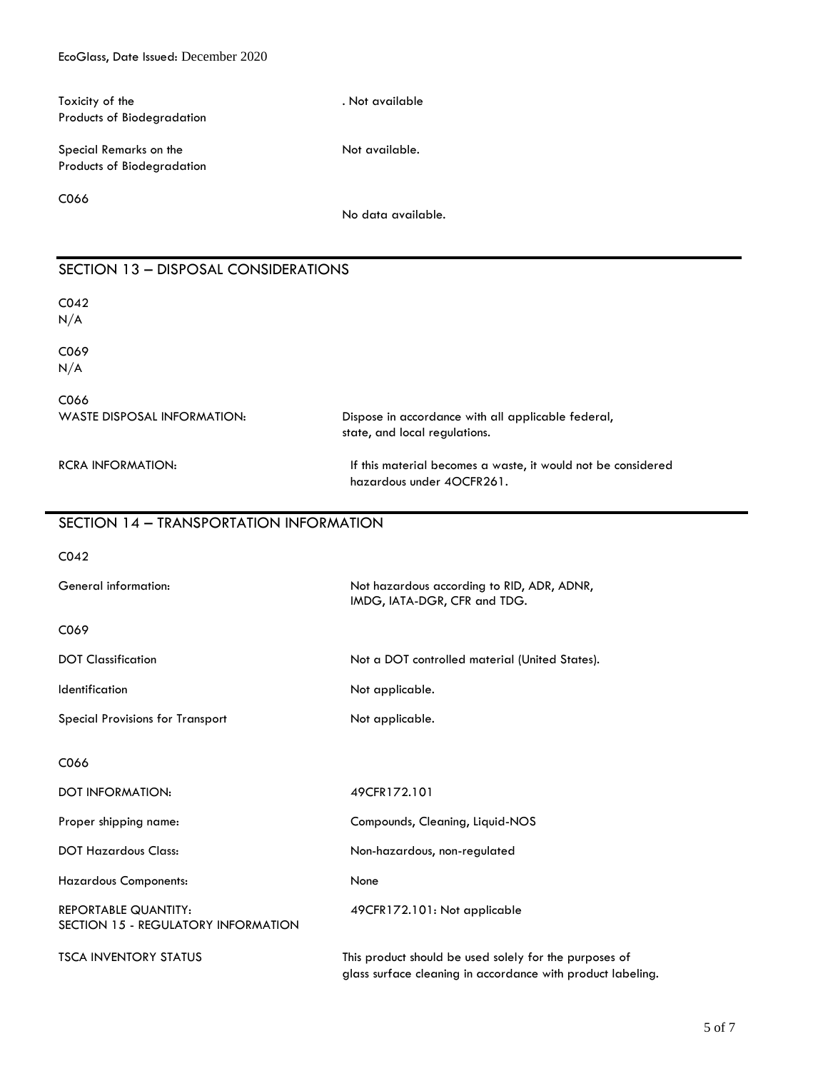Toxicity of the Products of Biodegradation: . Not available

Special Remarks on the Products of Biodegradation: Not available.

C066

No data available.

## SECTION 13 – DISPOSAL CONSIDERATIONS

C042
N/A

C069
N/A

C066

| | |
|---|---|
| WASTE DISPOSAL INFORMATION: | Dispose in accordance with all applicable federal, state, and local regulations. |
| RCRA INFORMATION: | If this material becomes a waste, it would not be considered hazardous under 4OCFR261. |

## SECTION 14 – TRANSPORTATION INFORMATION

C042

| | |
|---|---|
| General information: | Not hazardous according to RID, ADR, ADNR, IMDG, IATA-DGR, CFR and TDG. |

C069

| | |
|---|---|
| DOT Classification | Not a DOT controlled material (United States). |
| Identification | Not applicable. |
| Special Provisions for Transport | Not applicable. |

C066

| | |
|---|---|
| DOT INFORMATION: | 49CFR172.101 |
| Proper shipping name: | Compounds, Cleaning, Liquid-NOS |
| DOT Hazardous Class: | Non-hazardous, non-regulated |
| Hazardous Components: | None |
| REPORTABLE QUANTITY: | 49CFR172.101: Not applicable |

## SECTION 15 - REGULATORY INFORMATION

| | |
|---|---|
| TSCA INVENTORY STATUS | This product should be used solely for the purposes of glass surface cleaning in accordance with product labeling. |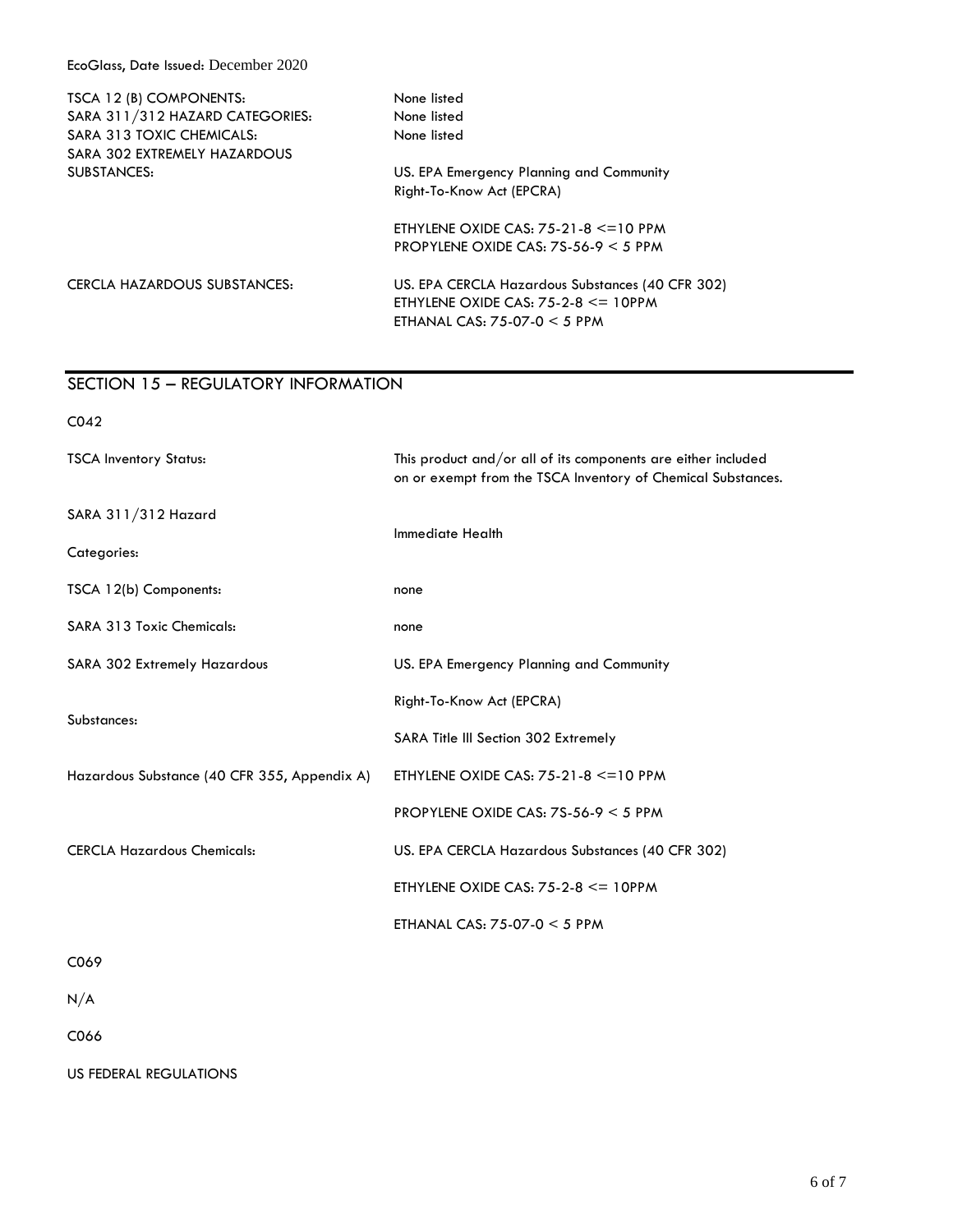| | |
|---|---|
| TSCA 12 (B) COMPONENTS: | None listed |
| SARA 311/312 HAZARD CATEGORIES: | None listed |
| SARA 313 TOXIC CHEMICALS: | None listed |
| SARA 302 EXTREMELY HAZARDOUS SUBSTANCES: | US. EPA Emergency Planning and Community Right-To-Know Act (EPCRA)<br><br>ETHYLENE OXIDE CAS: 75-21-8 <=10 PPM<br>PROPYLENE OXIDE CAS: 7S-56-9 < 5 PPM |
| CERCLA HAZARDOUS SUBSTANCES: | US. EPA CERCLA Hazardous Substances (40 CFR 302)<br>ETHYLENE OXIDE CAS: 75-2-8 <= 10PPM<br>ETHANAL CAS: 75-07-0 < 5 PPM |

## SECTION 15 – REGULATORY INFORMATION

C042

| | |
|---|---|
| TSCA Inventory Status: | This product and/or all of its components are either included on or exempt from the TSCA Inventory of Chemical Substances. |
| SARA 311/312 Hazard Categories: | Immediate Health |
| TSCA 12(b) Components: | none |
| SARA 313 Toxic Chemicals: | none |
| SARA 302 Extremely Hazardous Substances: | US. EPA Emergency Planning and Community Right-To-Know Act (EPCRA)<br><br>SARA Title III Section 302 Extremely |
| Hazardous Substance (40 CFR 355, Appendix A) | ETHYLENE OXIDE CAS: 75-21-8 <=10 PPM<br><br>PROPYLENE OXIDE CAS: 7S-56-9 < 5 PPM |
| CERCLA Hazardous Chemicals: | US. EPA CERCLA Hazardous Substances (40 CFR 302)<br><br>ETHYLENE OXIDE CAS: 75-2-8 <= 10PPM<br><br>ETHANAL CAS: 75-07-0 < 5 PPM |

C069

N/A

C066

US FEDERAL REGULATIONS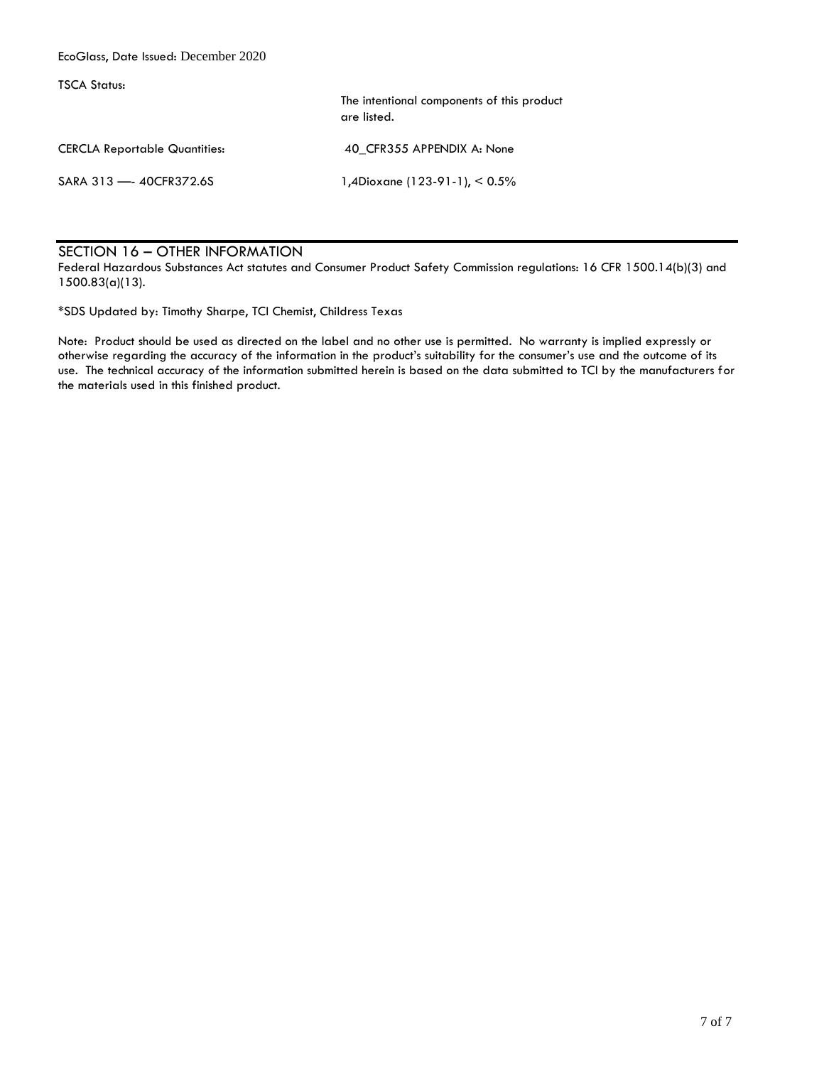TSCA Status: The intentional components of this product are listed.

CERCLA Reportable Quantities: 40_CFR355 APPENDIX A: None

SARA 313 —- 40CFR372.6S 1,4Dioxane (123-91-1), < 0.5%

## SECTION 16 – OTHER INFORMATION

Federal Hazardous Substances Act statutes and Consumer Product Safety Commission regulations: 16 CFR 1500.14(b)(3) and 1500.83(a)(13).

*SDS Updated by: Timothy Sharpe, TCI Chemist, Childress Texas

Note: Product should be used as directed on the label and no other use is permitted. No warranty is implied expressly or otherwise regarding the accuracy of the information in the product's suitability for the consumer's use and the outcome of its use. The technical accuracy of the information submitted herein is based on the data submitted to TCI by the manufacturers for the materials used in this finished product.